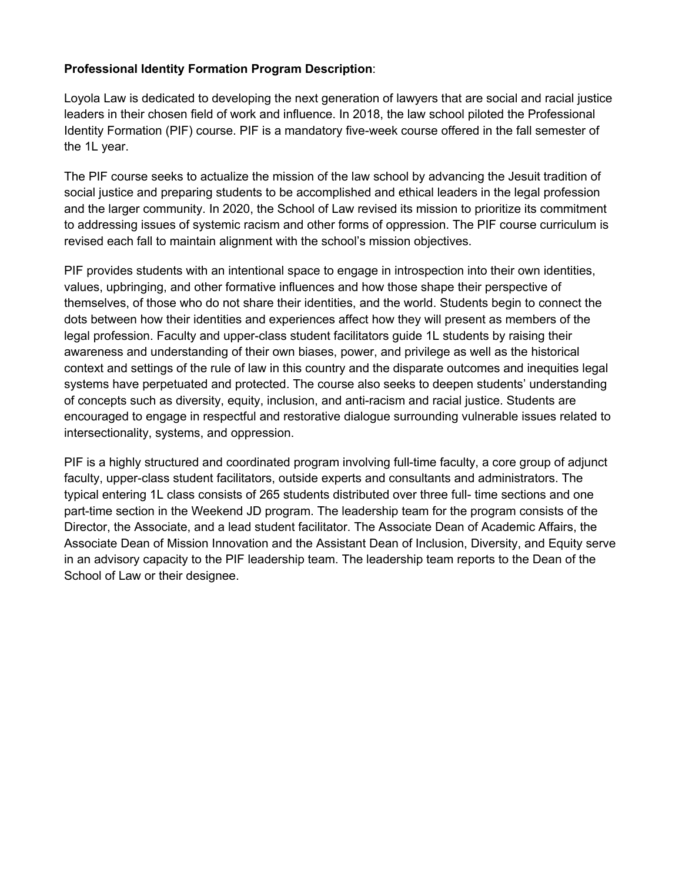**Professional Identity Formation Program Description**:

Loyola Law is dedicated to developing the next generation of lawyers that are social and racial justice leaders in their chosen field of work and influence. In 2018, the law school piloted the Professional Identity Formation (PIF) course. PIF is a mandatory five-week course offered in the fall semester of the 1L year.

The PIF course seeks to actualize the mission of the law school by advancing the Jesuit tradition of social justice and preparing students to be accomplished and ethical leaders in the legal profession and the larger community. In 2020, the School of Law revised its mission to prioritize its commitment to addressing issues of systemic racism and other forms of oppression. The PIF course curriculum is revised each fall to maintain alignment with the school's mission objectives.

PIF provides students with an intentional space to engage in introspection into their own identities, values, upbringing, and other formative influences and how those shape their perspective of themselves, of those who do not share their identities, and the world. Students begin to connect the dots between how their identities and experiences affect how they will present as members of the legal profession. Faculty and upper-class student facilitators guide 1L students by raising their awareness and understanding of their own biases, power, and privilege as well as the historical context and settings of the rule of law in this country and the disparate outcomes and inequities legal systems have perpetuated and protected. The course also seeks to deepen students' understanding of concepts such as diversity, equity, inclusion, and anti-racism and racial justice. Students are encouraged to engage in respectful and restorative dialogue surrounding vulnerable issues related to intersectionality, systems, and oppression.

PIF is a highly structured and coordinated program involving full-time faculty, a core group of adjunct faculty, upper-class student facilitators, outside experts and consultants and administrators. The typical entering 1L class consists of 265 students distributed over three full- time sections and one part-time section in the Weekend JD program. The leadership team for the program consists of the Director, the Associate, and a lead student facilitator. The Associate Dean of Academic Affairs, the Associate Dean of Mission Innovation and the Assistant Dean of Inclusion, Diversity, and Equity serve in an advisory capacity to the PIF leadership team. The leadership team reports to the Dean of the School of Law or their designee.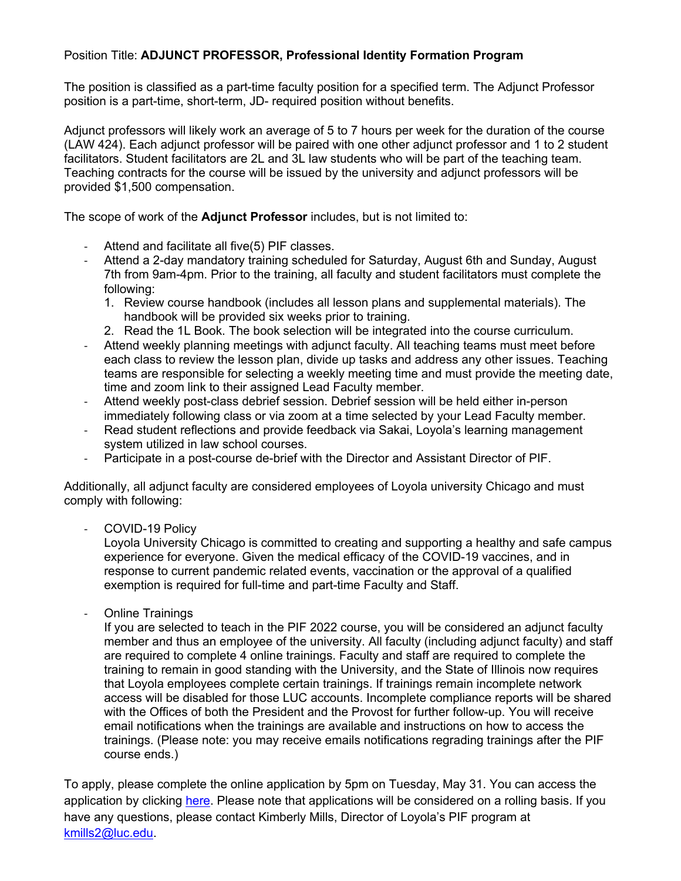Position Title: **ADJUNCT PROFESSOR, Professional Identity Formation Program**

The position is classified as a part-time faculty position for a specified term. The Adjunct Professor position is a part-time, short-term, JD- required position without benefits.

Adjunct professors will likely work an average of 5 to 7 hours per week for the duration of the course (LAW 424). Each adjunct professor will be paired with one other adjunct professor and 1 to 2 student facilitators. Student facilitators are 2L and 3L law students who will be part of the teaching team. Teaching contracts for the course will be issued by the university and adjunct professors will be provided $1,500 compensation.

The scope of work of the **Adjunct Professor** includes, but is not limited to:

- Attend and facilitate all five(5) PIF classes.
- Attend a 2-day mandatory training scheduled for Saturday, August 6th and Sunday, August 7th from 9am-4pm. Prior to the training, all faculty and student facilitators must complete the following:
  1. Review course handbook (includes all lesson plans and supplemental materials). The handbook will be provided six weeks prior to training.
  2. Read the 1L Book. The book selection will be integrated into the course curriculum.
- Attend weekly planning meetings with adjunct faculty. All teaching teams must meet before each class to review the lesson plan, divide up tasks and address any other issues. Teaching teams are responsible for selecting a weekly meeting time and must provide the meeting date, time and zoom link to their assigned Lead Faculty member.
- Attend weekly post-class debrief session. Debrief session will be held either in-person immediately following class or via zoom at a time selected by your Lead Faculty member.
- Read student reflections and provide feedback via Sakai, Loyola's learning management system utilized in law school courses.
- Participate in a post-course de-brief with the Director and Assistant Director of PIF.

Additionally, all adjunct faculty are considered employees of Loyola university Chicago and must comply with following:

- COVID-19 Policy
  Loyola University Chicago is committed to creating and supporting a healthy and safe campus experience for everyone. Given the medical efficacy of the COVID-19 vaccines, and in response to current pandemic related events, vaccination or the approval of a qualified exemption is required for full-time and part-time Faculty and Staff.

- Online Trainings
  If you are selected to teach in the PIF 2022 course, you will be considered an adjunct faculty member and thus an employee of the university. All faculty (including adjunct faculty) and staff are required to complete 4 online trainings. Faculty and staff are required to complete the training to remain in good standing with the University, and the State of Illinois now requires that Loyola employees complete certain trainings. If trainings remain incomplete network access will be disabled for those LUC accounts. Incomplete compliance reports will be shared with the Offices of both the President and the Provost for further follow-up. You will receive email notifications when the trainings are available and instructions on how to access the trainings. (Please note: you may receive emails notifications regrading trainings after the PIF course ends.)

To apply, please complete the online application by 5pm on Tuesday, May 31. You can access the application by clicking here. Please note that applications will be considered on a rolling basis. If you have any questions, please contact Kimberly Mills, Director of Loyola's PIF program at kmills2@luc.edu.